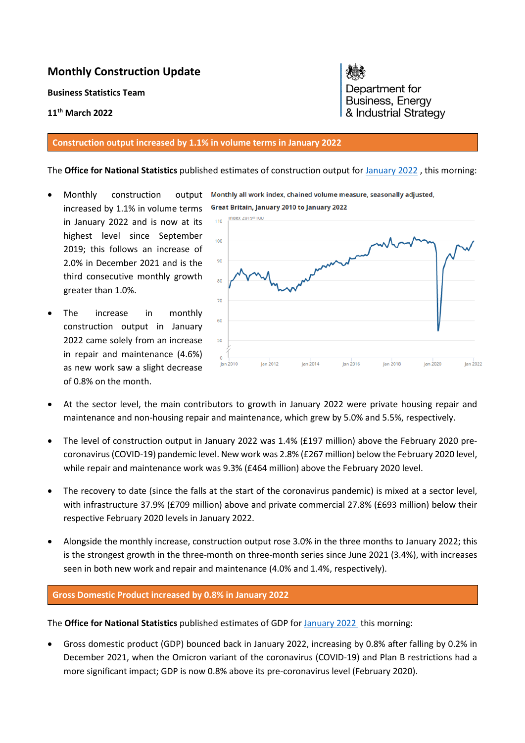# Monthly Construction Update

**Business Statistics Team**

**11th March 2022**

Department for Business, Energy & Industrial Strategy

## Construction output increased by 1.1% in volume terms in January 2022

The **Office for National Statistics** published estimates of construction output for [January 2022](#) , this morning:

- Monthly construction output increased by 1.1% in volume terms in January 2022 and is now at its highest level since September 2019; this follows an increase of 2.0% in December 2021 and is the third consecutive monthly growth greater than 1.0%.

- The increase in monthly construction output in January 2022 came solely from an increase in repair and maintenance (4.6%) as new work saw a slight decrease of 0.8% on the month.

Monthly all work index, chained volume measure, seasonally adjusted, Great Britain, January 2010 to January 2022

- At the sector level, the main contributors to growth in January 2022 were private housing repair and maintenance and non-housing repair and maintenance, which grew by 5.0% and 5.5%, respectively.

- The level of construction output in January 2022 was 1.4% (£197 million) above the February 2020 pre-coronavirus (COVID-19) pandemic level. New work was 2.8% (£267 million) below the February 2020 level, while repair and maintenance work was 9.3% (£464 million) above the February 2020 level.

- The recovery to date (since the falls at the start of the coronavirus pandemic) is mixed at a sector level, with infrastructure 37.9% (£709 million) above and private commercial 27.8% (£693 million) below their respective February 2020 levels in January 2022.

- Alongside the monthly increase, construction output rose 3.0% in the three months to January 2022; this is the strongest growth in the three-month on three-month series since June 2021 (3.4%), with increases seen in both new work and repair and maintenance (4.0% and 1.4%, respectively).

## Gross Domestic Product increased by 0.8% in January 2022

The **Office for National Statistics** published estimates of GDP for [January 2022](#) this morning:

- Gross domestic product (GDP) bounced back in January 2022, increasing by 0.8% after falling by 0.2% in December 2021, when the Omicron variant of the coronavirus (COVID-19) and Plan B restrictions had a more significant impact; GDP is now 0.8% above its pre-coronavirus level (February 2020).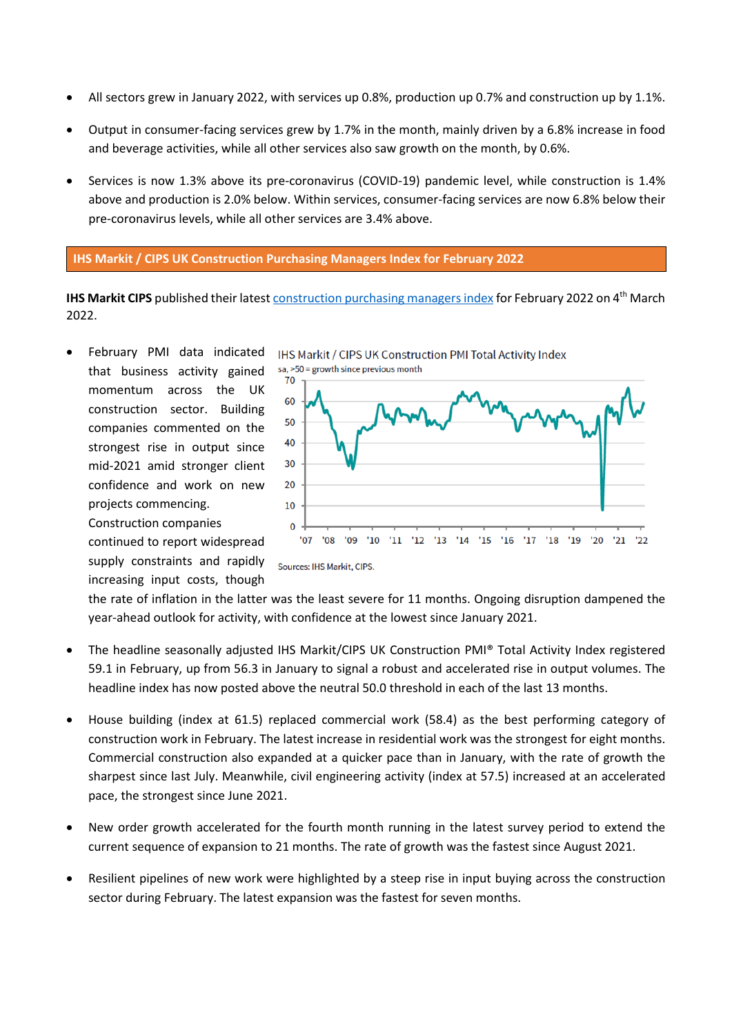- All sectors grew in January 2022, with services up 0.8%, production up 0.7% and construction up by 1.1%.
- Output in consumer-facing services grew by 1.7% in the month, mainly driven by a 6.8% increase in food and beverage activities, while all other services also saw growth on the month, by 0.6%.
- Services is now 1.3% above its pre-coronavirus (COVID-19) pandemic level, while construction is 1.4% above and production is 2.0% below. Within services, consumer-facing services are now 6.8% below their pre-coronavirus levels, while all other services are 3.4% above.

## IHS Markit / CIPS UK Construction Purchasing Managers Index for February 2022

**IHS Markit CIPS** published their latest construction purchasing managers index for February 2022 on 4th March 2022.

- February PMI data indicated that business activity gained momentum across the UK construction sector. Building companies commented on the strongest rise in output since mid-2021 amid stronger client confidence and work on new projects commencing. Construction companies continued to report widespread supply constraints and rapidly increasing input costs, though the rate of inflation in the latter was the least severe for 11 months. Ongoing disruption dampened the year-ahead outlook for activity, with confidence at the lowest since January 2021.

IHS Markit / CIPS UK Construction PMI Total Activity Index

sa, >50 = growth since previous month

Sources: IHS Markit, CIPS.

- The headline seasonally adjusted IHS Markit/CIPS UK Construction PMI® Total Activity Index registered 59.1 in February, up from 56.3 in January to signal a robust and accelerated rise in output volumes. The headline index has now posted above the neutral 50.0 threshold in each of the last 13 months.
- House building (index at 61.5) replaced commercial work (58.4) as the best performing category of construction work in February. The latest increase in residential work was the strongest for eight months. Commercial construction also expanded at a quicker pace than in January, with the rate of growth the sharpest since last July. Meanwhile, civil engineering activity (index at 57.5) increased at an accelerated pace, the strongest since June 2021.
- New order growth accelerated for the fourth month running in the latest survey period to extend the current sequence of expansion to 21 months. The rate of growth was the fastest since August 2021.
- Resilient pipelines of new work were highlighted by a steep rise in input buying across the construction sector during February. The latest expansion was the fastest for seven months.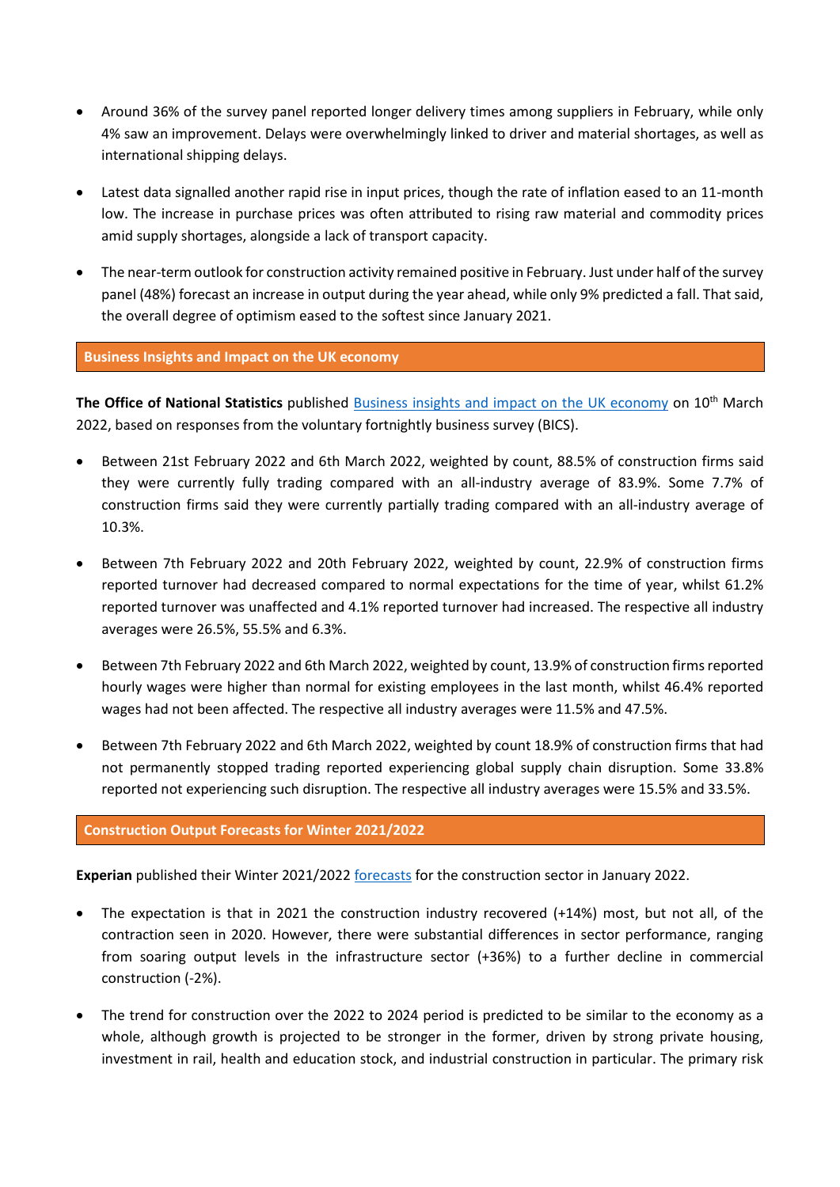- Around 36% of the survey panel reported longer delivery times among suppliers in February, while only 4% saw an improvement. Delays were overwhelmingly linked to driver and material shortages, as well as international shipping delays.

- Latest data signalled another rapid rise in input prices, though the rate of inflation eased to an 11-month low. The increase in purchase prices was often attributed to rising raw material and commodity prices amid supply shortages, alongside a lack of transport capacity.

- The near-term outlook for construction activity remained positive in February. Just under half of the survey panel (48%) forecast an increase in output during the year ahead, while only 9% predicted a fall. That said, the overall degree of optimism eased to the softest since January 2021.

## Business Insights and Impact on the UK economy

**The Office of National Statistics** published [Business insights and impact on the UK economy]() on 10th March 2022, based on responses from the voluntary fortnightly business survey (BICS).

- Between 21st February 2022 and 6th March 2022, weighted by count, 88.5% of construction firms said they were currently fully trading compared with an all-industry average of 83.9%. Some 7.7% of construction firms said they were currently partially trading compared with an all-industry average of 10.3%.

- Between 7th February 2022 and 20th February 2022, weighted by count, 22.9% of construction firms reported turnover had decreased compared to normal expectations for the time of year, whilst 61.2% reported turnover was unaffected and 4.1% reported turnover had increased. The respective all industry averages were 26.5%, 55.5% and 6.3%.

- Between 7th February 2022 and 6th March 2022, weighted by count, 13.9% of construction firms reported hourly wages were higher than normal for existing employees in the last month, whilst 46.4% reported wages had not been affected. The respective all industry averages were 11.5% and 47.5%.

- Between 7th February 2022 and 6th March 2022, weighted by count 18.9% of construction firms that had not permanently stopped trading reported experiencing global supply chain disruption. Some 33.8% reported not experiencing such disruption. The respective all industry averages were 15.5% and 33.5%.

## Construction Output Forecasts for Winter 2021/2022

**Experian** published their Winter 2021/2022 [forecasts]() for the construction sector in January 2022.

- The expectation is that in 2021 the construction industry recovered (+14%) most, but not all, of the contraction seen in 2020. However, there were substantial differences in sector performance, ranging from soaring output levels in the infrastructure sector (+36%) to a further decline in commercial construction (-2%).

- The trend for construction over the 2022 to 2024 period is predicted to be similar to the economy as a whole, although growth is projected to be stronger in the former, driven by strong private housing, investment in rail, health and education stock, and industrial construction in particular. The primary risk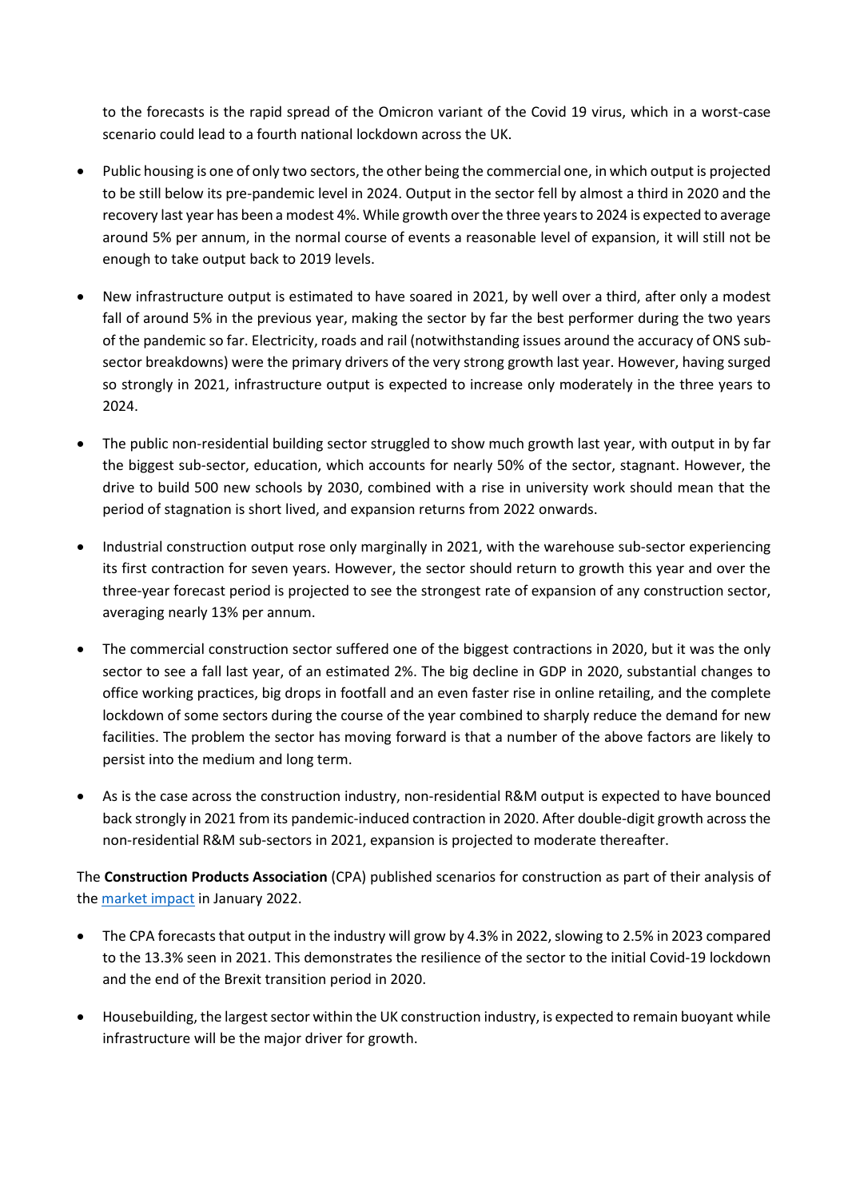to the forecasts is the rapid spread of the Omicron variant of the Covid 19 virus, which in a worst-case scenario could lead to a fourth national lockdown across the UK.

- Public housing is one of only two sectors, the other being the commercial one, in which output is projected to be still below its pre-pandemic level in 2024. Output in the sector fell by almost a third in 2020 and the recovery last year has been a modest 4%. While growth over the three years to 2024 is expected to average around 5% per annum, in the normal course of events a reasonable level of expansion, it will still not be enough to take output back to 2019 levels.
- New infrastructure output is estimated to have soared in 2021, by well over a third, after only a modest fall of around 5% in the previous year, making the sector by far the best performer during the two years of the pandemic so far. Electricity, roads and rail (notwithstanding issues around the accuracy of ONS sub-sector breakdowns) were the primary drivers of the very strong growth last year. However, having surged so strongly in 2021, infrastructure output is expected to increase only moderately in the three years to 2024.
- The public non-residential building sector struggled to show much growth last year, with output in by far the biggest sub-sector, education, which accounts for nearly 50% of the sector, stagnant. However, the drive to build 500 new schools by 2030, combined with a rise in university work should mean that the period of stagnation is short lived, and expansion returns from 2022 onwards.
- Industrial construction output rose only marginally in 2021, with the warehouse sub-sector experiencing its first contraction for seven years. However, the sector should return to growth this year and over the three-year forecast period is projected to see the strongest rate of expansion of any construction sector, averaging nearly 13% per annum.
- The commercial construction sector suffered one of the biggest contractions in 2020, but it was the only sector to see a fall last year, of an estimated 2%. The big decline in GDP in 2020, substantial changes to office working practices, big drops in footfall and an even faster rise in online retailing, and the complete lockdown of some sectors during the course of the year combined to sharply reduce the demand for new facilities. The problem the sector has moving forward is that a number of the above factors are likely to persist into the medium and long term.
- As is the case across the construction industry, non-residential R&M output is expected to have bounced back strongly in 2021 from its pandemic-induced contraction in 2020. After double-digit growth across the non-residential R&M sub-sectors in 2021, expansion is projected to moderate thereafter.

The **Construction Products Association** (CPA) published scenarios for construction as part of their analysis of the market impact in January 2022.

- The CPA forecasts that output in the industry will grow by 4.3% in 2022, slowing to 2.5% in 2023 compared to the 13.3% seen in 2021. This demonstrates the resilience of the sector to the initial Covid-19 lockdown and the end of the Brexit transition period in 2020.
- Housebuilding, the largest sector within the UK construction industry, is expected to remain buoyant while infrastructure will be the major driver for growth.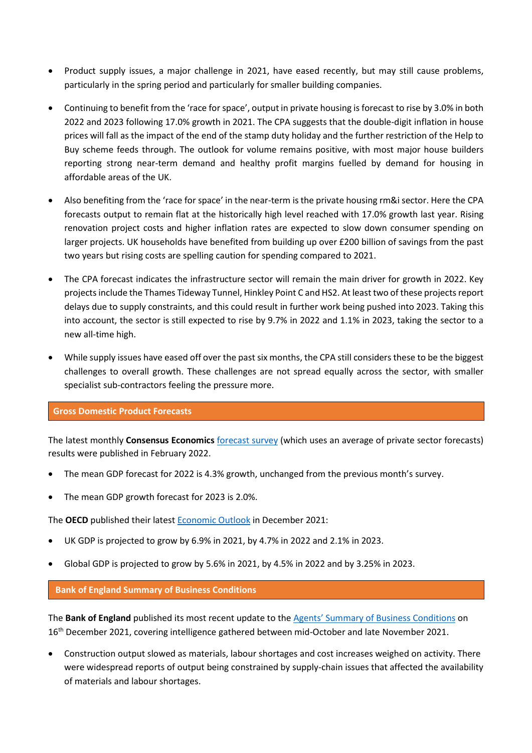- Product supply issues, a major challenge in 2021, have eased recently, but may still cause problems, particularly in the spring period and particularly for smaller building companies.

- Continuing to benefit from the 'race for space', output in private housing is forecast to rise by 3.0% in both 2022 and 2023 following 17.0% growth in 2021. The CPA suggests that the double-digit inflation in house prices will fall as the impact of the end of the stamp duty holiday and the further restriction of the Help to Buy scheme feeds through. The outlook for volume remains positive, with most major house builders reporting strong near-term demand and healthy profit margins fuelled by demand for housing in affordable areas of the UK.

- Also benefiting from the 'race for space' in the near-term is the private housing rm&i sector. Here the CPA forecasts output to remain flat at the historically high level reached with 17.0% growth last year. Rising renovation project costs and higher inflation rates are expected to slow down consumer spending on larger projects. UK households have benefited from building up over £200 billion of savings from the past two years but rising costs are spelling caution for spending compared to 2021.

- The CPA forecast indicates the infrastructure sector will remain the main driver for growth in 2022. Key projects include the Thames Tideway Tunnel, Hinkley Point C and HS2. At least two of these projects report delays due to supply constraints, and this could result in further work being pushed into 2023. Taking this into account, the sector is still expected to rise by 9.7% in 2022 and 1.1% in 2023, taking the sector to a new all-time high.

- While supply issues have eased off over the past six months, the CPA still considers these to be the biggest challenges to overall growth. These challenges are not spread equally across the sector, with smaller specialist sub-contractors feeling the pressure more.

## Gross Domestic Product Forecasts

The latest monthly **Consensus Economics** forecast survey (which uses an average of private sector forecasts) results were published in February 2022.

- The mean GDP forecast for 2022 is 4.3% growth, unchanged from the previous month's survey.

- The mean GDP growth forecast for 2023 is 2.0%.

The **OECD** published their latest Economic Outlook in December 2021:

- UK GDP is projected to grow by 6.9% in 2021, by 4.7% in 2022 and 2.1% in 2023.

- Global GDP is projected to grow by 5.6% in 2021, by 4.5% in 2022 and by 3.25% in 2023.

## Bank of England Summary of Business Conditions

The **Bank of England** published its most recent update to the Agents' Summary of Business Conditions on 16th December 2021, covering intelligence gathered between mid-October and late November 2021.

- Construction output slowed as materials, labour shortages and cost increases weighed on activity. There were widespread reports of output being constrained by supply-chain issues that affected the availability of materials and labour shortages.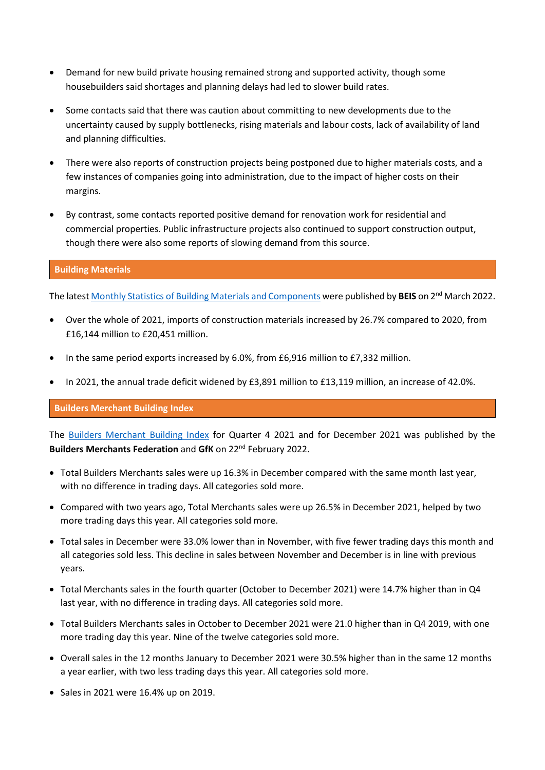- Demand for new build private housing remained strong and supported activity, though some housebuilders said shortages and planning delays had led to slower build rates.

- Some contacts said that there was caution about committing to new developments due to the uncertainty caused by supply bottlenecks, rising materials and labour costs, lack of availability of land and planning difficulties.

- There were also reports of construction projects being postponed due to higher materials costs, and a few instances of companies going into administration, due to the impact of higher costs on their margins.

- By contrast, some contacts reported positive demand for renovation work for residential and commercial properties. Public infrastructure projects also continued to support construction output, though there were also some reports of slowing demand from this source.

## Building Materials

The latest Monthly Statistics of Building Materials and Components were published by **BEIS** on 2nd March 2022.

- Over the whole of 2021, imports of construction materials increased by 26.7% compared to 2020, from £16,144 million to £20,451 million.

- In the same period exports increased by 6.0%, from £6,916 million to £7,332 million.

- In 2021, the annual trade deficit widened by £3,891 million to £13,119 million, an increase of 42.0%.

## Builders Merchant Building Index

The Builders Merchant Building Index for Quarter 4 2021 and for December 2021 was published by the **Builders Merchants Federation** and **GfK** on 22nd February 2022.

- Total Builders Merchants sales were up 16.3% in December compared with the same month last year, with no difference in trading days. All categories sold more.

- Compared with two years ago, Total Merchants sales were up 26.5% in December 2021, helped by two more trading days this year. All categories sold more.

- Total sales in December were 33.0% lower than in November, with five fewer trading days this month and all categories sold less. This decline in sales between November and December is in line with previous years.

- Total Merchants sales in the fourth quarter (October to December 2021) were 14.7% higher than in Q4 last year, with no difference in trading days. All categories sold more.

- Total Builders Merchants sales in October to December 2021 were 21.0 higher than in Q4 2019, with one more trading day this year. Nine of the twelve categories sold more.

- Overall sales in the 12 months January to December 2021 were 30.5% higher than in the same 12 months a year earlier, with two less trading days this year. All categories sold more.

- Sales in 2021 were 16.4% up on 2019.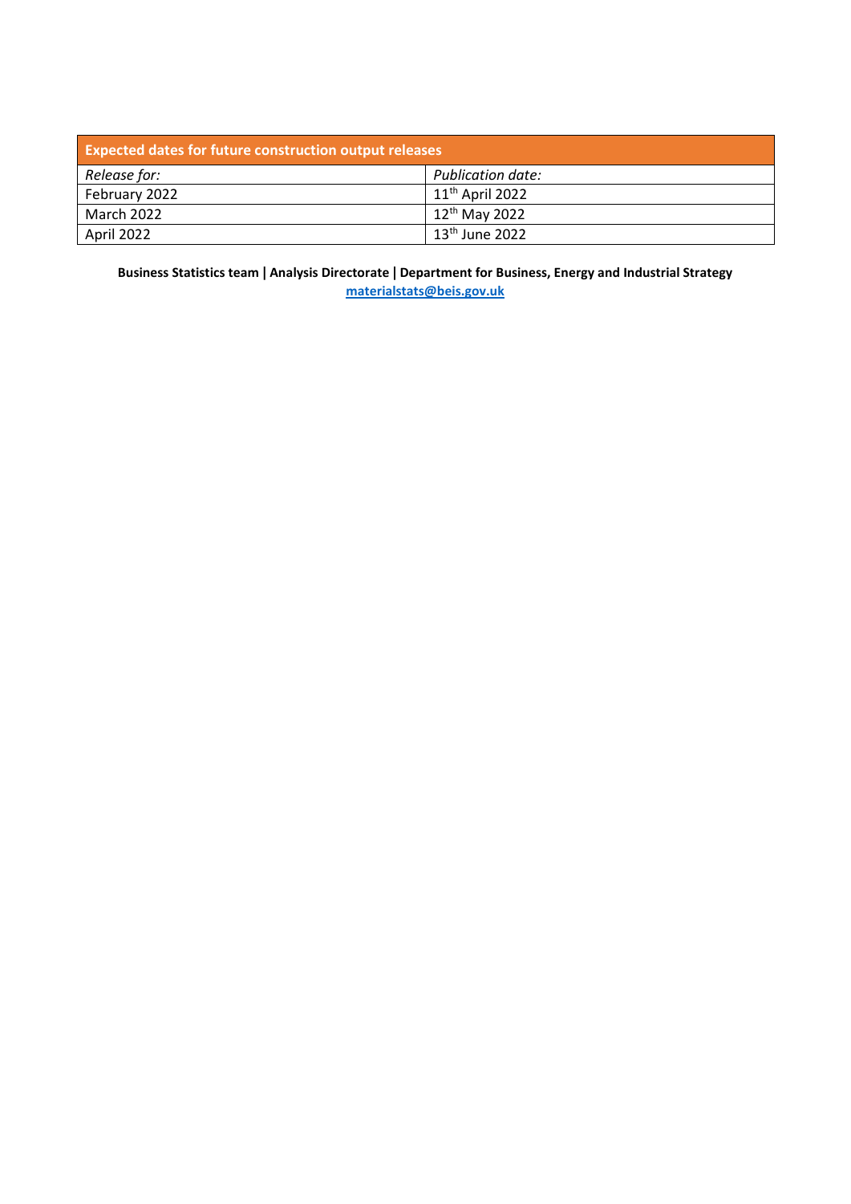| Expected dates for future construction output releases | |
| --- | --- |
| *Release for:* | *Publication date:* |
| February 2022 | 11th April 2022 |
| March 2022 | 12th May 2022 |
| April 2022 | 13th June 2022 |

**Business Statistics team | Analysis Directorate | Department for Business, Energy and Industrial Strategy**
**materialstats@beis.gov.uk**